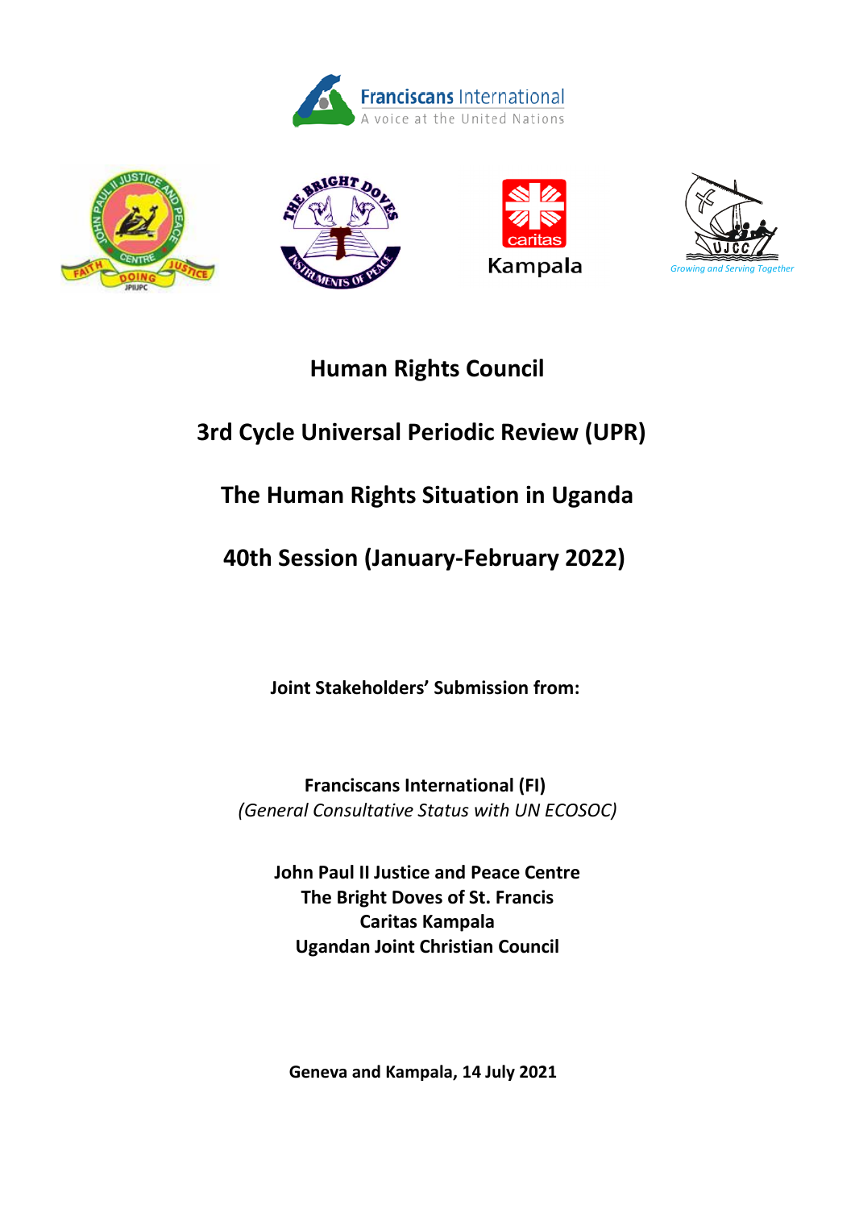# Human Rights Council

## 3rd Cycle Universal Periodic Review (UPR)

## The Human Rights Situation in Uganda

## 40th Session (January-February 2022)

**Joint Stakeholders' Submission from:**

**Franciscans International (FI)**
*(General Consultative Status with UN ECOSOC)*

**John Paul II Justice and Peace Centre**
**The Bright Doves of St. Francis**
**Caritas Kampala**
**Ugandan Joint Christian Council**

**Geneva and Kampala, 14 July 2021**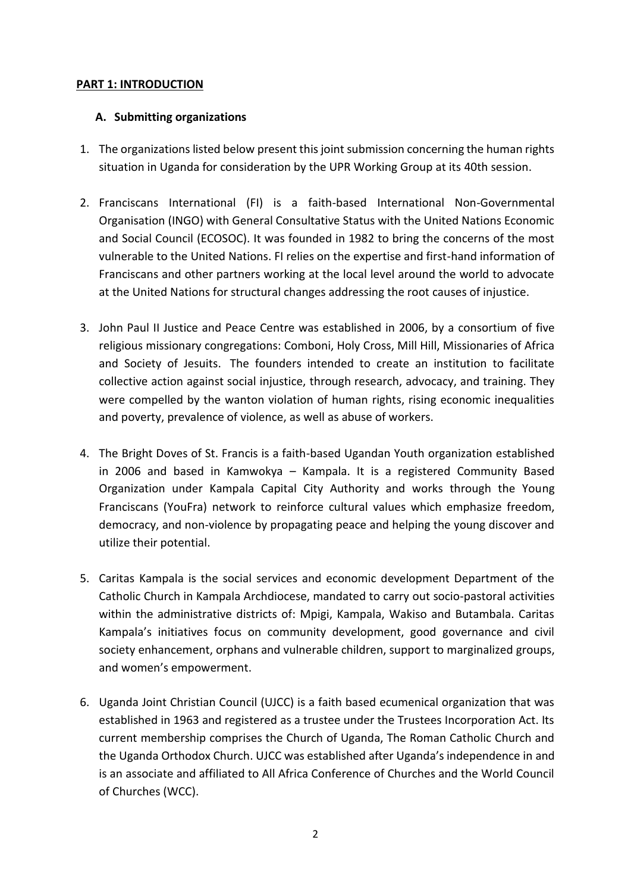## PART 1: INTRODUCTION

### A. Submitting organizations

1. The organizations listed below present this joint submission concerning the human rights situation in Uganda for consideration by the UPR Working Group at its 40th session.

2. Franciscans International (FI) is a faith-based International Non-Governmental Organisation (INGO) with General Consultative Status with the United Nations Economic and Social Council (ECOSOC). It was founded in 1982 to bring the concerns of the most vulnerable to the United Nations. FI relies on the expertise and first-hand information of Franciscans and other partners working at the local level around the world to advocate at the United Nations for structural changes addressing the root causes of injustice.

3. John Paul II Justice and Peace Centre was established in 2006, by a consortium of five religious missionary congregations: Comboni, Holy Cross, Mill Hill, Missionaries of Africa and Society of Jesuits. The founders intended to create an institution to facilitate collective action against social injustice, through research, advocacy, and training. They were compelled by the wanton violation of human rights, rising economic inequalities and poverty, prevalence of violence, as well as abuse of workers.

4. The Bright Doves of St. Francis is a faith-based Ugandan Youth organization established in 2006 and based in Kamwokya – Kampala. It is a registered Community Based Organization under Kampala Capital City Authority and works through the Young Franciscans (YouFra) network to reinforce cultural values which emphasize freedom, democracy, and non-violence by propagating peace and helping the young discover and utilize their potential.

5. Caritas Kampala is the social services and economic development Department of the Catholic Church in Kampala Archdiocese, mandated to carry out socio-pastoral activities within the administrative districts of: Mpigi, Kampala, Wakiso and Butambala. Caritas Kampala's initiatives focus on community development, good governance and civil society enhancement, orphans and vulnerable children, support to marginalized groups, and women's empowerment.

6. Uganda Joint Christian Council (UJCC) is a faith based ecumenical organization that was established in 1963 and registered as a trustee under the Trustees Incorporation Act. Its current membership comprises the Church of Uganda, The Roman Catholic Church and the Uganda Orthodox Church. UJCC was established after Uganda's independence in and is an associate and affiliated to All Africa Conference of Churches and the World Council of Churches (WCC).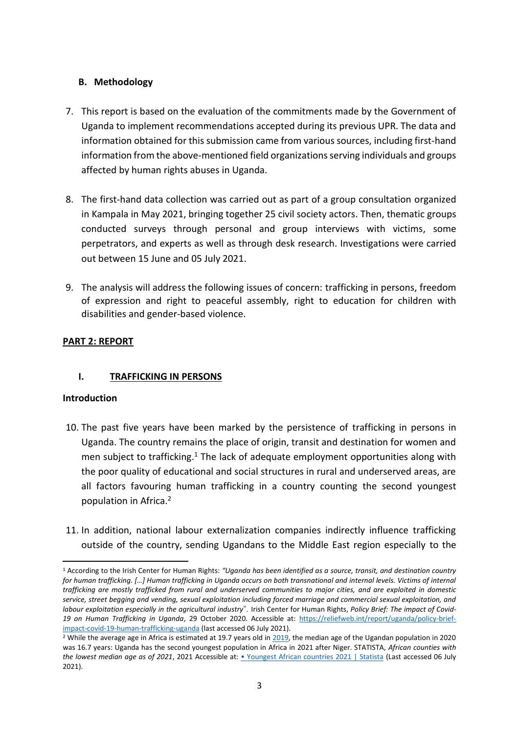## B. Methodology

7. This report is based on the evaluation of the commitments made by the Government of Uganda to implement recommendations accepted during its previous UPR. The data and information obtained for this submission came from various sources, including first-hand information from the above-mentioned field organizations serving individuals and groups affected by human rights abuses in Uganda.

8. The first-hand data collection was carried out as part of a group consultation organized in Kampala in May 2021, bringing together 25 civil society actors. Then, thematic groups conducted surveys through personal and group interviews with victims, some perpetrators, and experts as well as through desk research. Investigations were carried out between 15 June and 05 July 2021.

9. The analysis will address the following issues of concern: trafficking in persons, freedom of expression and right to peaceful assembly, right to education for children with disabilities and gender-based violence.

## PART 2: REPORT

### I. TRAFFICKING IN PERSONS

**Introduction**

10. The past five years have been marked by the persistence of trafficking in persons in Uganda. The country remains the place of origin, transit and destination for women and men subject to trafficking.[1] The lack of adequate employment opportunities along with the poor quality of educational and social structures in rural and underserved areas, are all factors favouring human trafficking in a country counting the second youngest population in Africa.[2]

11. In addition, national labour externalization companies indirectly influence trafficking outside of the country, sending Ugandans to the Middle East region especially to the

---

[1] According to the Irish Center for Human Rights: *"Uganda has been identified as a source, transit, and destination country for human trafficking. […] Human trafficking in Uganda occurs on both transnational and internal levels. Victims of internal trafficking are mostly trafficked from rural and underserved communities to major cities, and are exploited in domestic service, street begging and vending, sexual exploitation including forced marriage and commercial sexual exploitation, and labour exploitation especially in the agricultural industry*". Irish Center for Human Rights, *Policy Brief: The impact of Covid-19 on Human Trafficking in Uganda*, 29 October 2020. Accessible at: https://reliefweb.int/report/uganda/policy-brief-impact-covid-19-human-trafficking-uganda (last accessed 06 July 2021).

[2] While the average age in Africa is estimated at 19.7 years old in 2019, the median age of the Ugandan population in 2020 was 16.7 years: Uganda has the second youngest population in Africa in 2021 after Niger. STATISTA, *African counties with the lowest median age as of 2021*, 2021 Accessible at: • Youngest African countries 2021 | Statista (Last accessed 06 July 2021).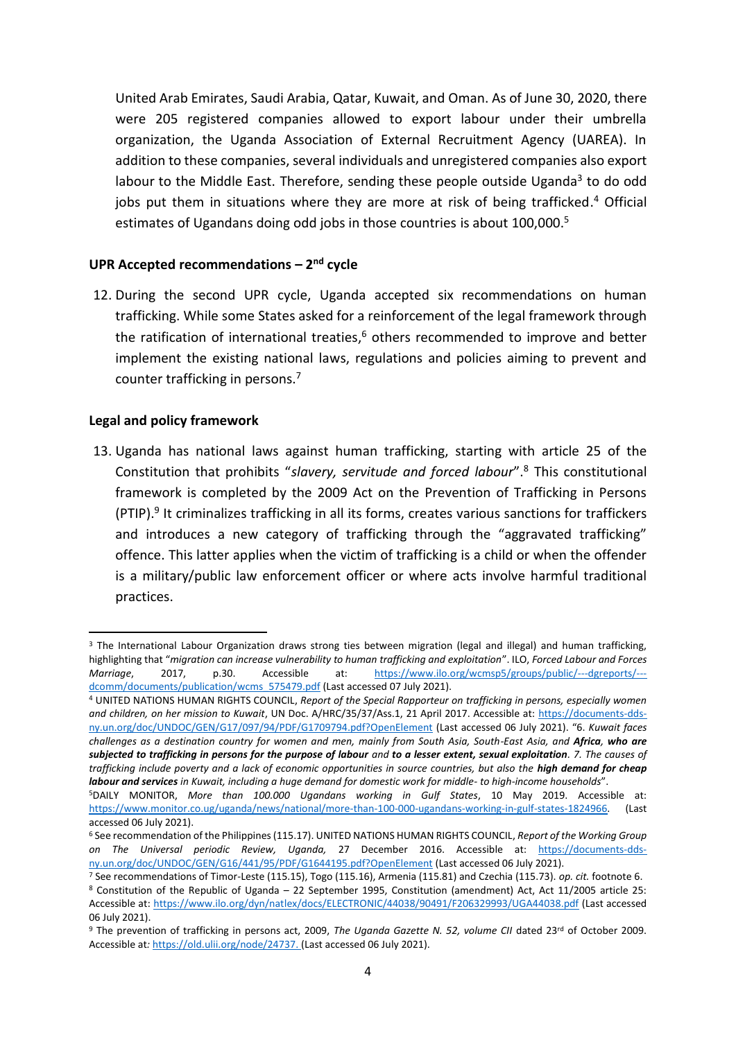United Arab Emirates, Saudi Arabia, Qatar, Kuwait, and Oman. As of June 30, 2020, there were 205 registered companies allowed to export labour under their umbrella organization, the Uganda Association of External Recruitment Agency (UAREA). In addition to these companies, several individuals and unregistered companies also export labour to the Middle East. Therefore, sending these people outside Uganda[3] to do odd jobs put them in situations where they are more at risk of being trafficked.[4] Official estimates of Ugandans doing odd jobs in those countries is about 100,000.[5]

**UPR Accepted recommendations – 2nd cycle**

12. During the second UPR cycle, Uganda accepted six recommendations on human trafficking. While some States asked for a reinforcement of the legal framework through the ratification of international treaties,[6] others recommended to improve and better implement the existing national laws, regulations and policies aiming to prevent and counter trafficking in persons.[7]

**Legal and policy framework**

13. Uganda has national laws against human trafficking, starting with article 25 of the Constitution that prohibits "*slavery, servitude and forced labour*".[8] This constitutional framework is completed by the 2009 Act on the Prevention of Trafficking in Persons (PTIP).[9] It criminalizes trafficking in all its forms, creates various sanctions for traffickers and introduces a new category of trafficking through the "aggravated trafficking" offence. This latter applies when the victim of trafficking is a child or when the offender is a military/public law enforcement officer or where acts involve harmful traditional practices.

---

[3] The International Labour Organization draws strong ties between migration (legal and illegal) and human trafficking, highlighting that "*migration can increase vulnerability to human trafficking and exploitation*". ILO, *Forced Labour and Forces Marriage*, 2017, p.30. Accessible at: https://www.ilo.org/wcmsp5/groups/public/---dgreports/---dcomm/documents/publication/wcms_575479.pdf (Last accessed 07 July 2021).

[4] UNITED NATIONS HUMAN RIGHTS COUNCIL, *Report of the Special Rapporteur on trafficking in persons, especially women and children, on her mission to Kuwait*, UN Doc. A/HRC/35/37/Ass.1, 21 April 2017. Accessible at: https://documents-dds-ny.un.org/doc/UNDOC/GEN/G17/097/94/PDF/G1709794.pdf?OpenElement (Last accessed 06 July 2021). "*6. Kuwait faces challenges as a destination country for women and men, mainly from South Asia, South-East Asia, and* ***Africa, who are subjected to trafficking in persons for the purpose of labour*** *and* ***to a lesser extent, sexual exploitation****. 7. The causes of trafficking include poverty and a lack of economic opportunities in source countries, but also the* ***high demand for cheap labour and services*** *in Kuwait, including a huge demand for domestic work for middle- to high-income households*".

[5] DAILY MONITOR, *More than 100.000 Ugandans working in Gulf States*, 10 May 2019. Accessible at: https://www.monitor.co.ug/uganda/news/national/more-than-100-000-ugandans-working-in-gulf-states-1824966. (Last accessed 06 July 2021).

[6] See recommendation of the Philippines (115.17). UNITED NATIONS HUMAN RIGHTS COUNCIL, *Report of the Working Group on The Universal periodic Review, Uganda,* 27 December 2016. Accessible at: https://documents-dds-ny.un.org/doc/UNDOC/GEN/G16/441/95/PDF/G1644195.pdf?OpenElement (Last accessed 06 July 2021).

[7] See recommendations of Timor-Leste (115.15), Togo (115.16), Armenia (115.81) and Czechia (115.73). *op. cit.* footnote 6.

[8] Constitution of the Republic of Uganda – 22 September 1995, Constitution (amendment) Act, Act 11/2005 article 25: Accessible at: https://www.ilo.org/dyn/natlex/docs/ELECTRONIC/44038/90491/F206329993/UGA44038.pdf (Last accessed 06 July 2021).

[9] The prevention of trafficking in persons act, 2009, *The Uganda Gazette N. 52, volume CII* dated 23rd of October 2009. Accessible at: https://old.ulii.org/node/24737. (Last accessed 06 July 2021).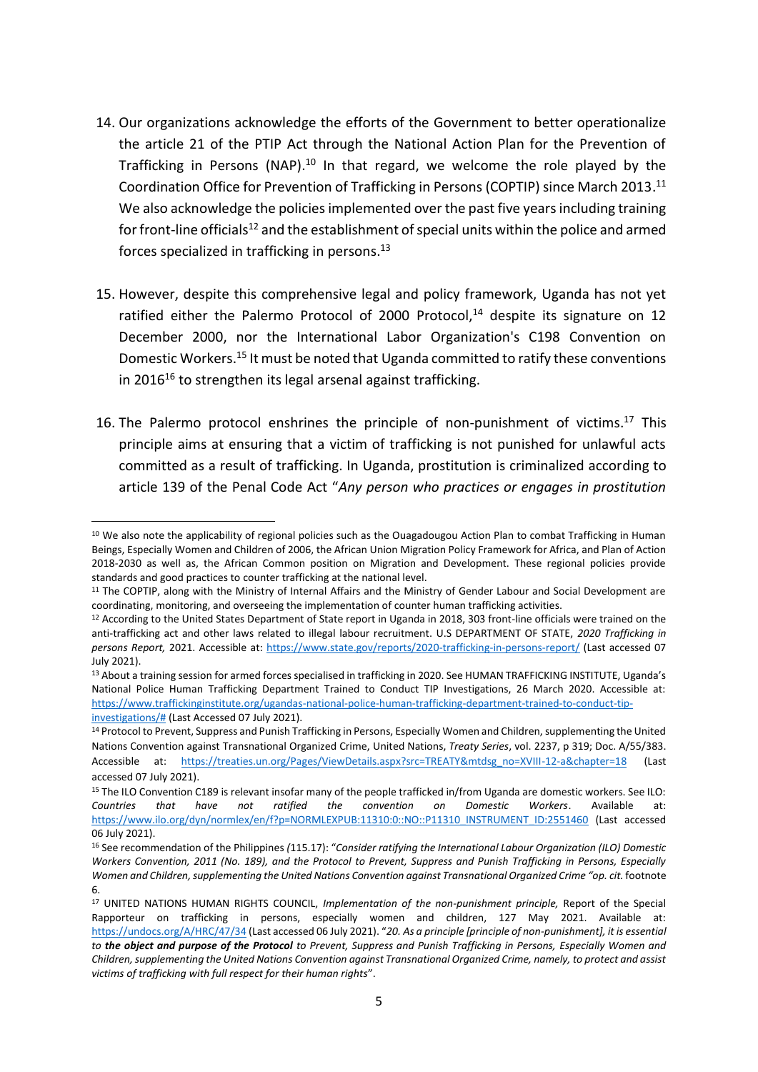14. Our organizations acknowledge the efforts of the Government to better operationalize the article 21 of the PTIP Act through the National Action Plan for the Prevention of Trafficking in Persons (NAP).[10] In that regard, we welcome the role played by the Coordination Office for Prevention of Trafficking in Persons (COPTIP) since March 2013.[11] We also acknowledge the policies implemented over the past five years including training for front-line officials[12] and the establishment of special units within the police and armed forces specialized in trafficking in persons.[13]

15. However, despite this comprehensive legal and policy framework, Uganda has not yet ratified either the Palermo Protocol of 2000 Protocol,[14] despite its signature on 12 December 2000, nor the International Labor Organization's C198 Convention on Domestic Workers.[15] It must be noted that Uganda committed to ratify these conventions in 2016[16] to strengthen its legal arsenal against trafficking.

16. The Palermo protocol enshrines the principle of non-punishment of victims.[17] This principle aims at ensuring that a victim of trafficking is not punished for unlawful acts committed as a result of trafficking. In Uganda, prostitution is criminalized according to article 139 of the Penal Code Act "*Any person who practices or engages in prostitution*

---

[10] We also note the applicability of regional policies such as the Ouagadougou Action Plan to combat Trafficking in Human Beings, Especially Women and Children of 2006, the African Union Migration Policy Framework for Africa, and Plan of Action 2018-2030 as well as, the African Common position on Migration and Development. These regional policies provide standards and good practices to counter trafficking at the national level.

[11] The COPTIP, along with the Ministry of Internal Affairs and the Ministry of Gender Labour and Social Development are coordinating, monitoring, and overseeing the implementation of counter human trafficking activities.

[12] According to the United States Department of State report in Uganda in 2018, 303 front-line officials were trained on the anti-trafficking act and other laws related to illegal labour recruitment. U.S DEPARTMENT OF STATE, *2020 Trafficking in persons Report,* 2021. Accessible at: https://www.state.gov/reports/2020-trafficking-in-persons-report/ (Last accessed 07 July 2021).

[13] About a training session for armed forces specialised in trafficking in 2020. See HUMAN TRAFFICKING INSTITUTE, Uganda's National Police Human Trafficking Department Trained to Conduct TIP Investigations, 26 March 2020. Accessible at: https://www.traffickinginstitute.org/ugandas-national-police-human-trafficking-department-trained-to-conduct-tip-investigations/# (Last Accessed 07 July 2021).

[14] Protocol to Prevent, Suppress and Punish Trafficking in Persons, Especially Women and Children, supplementing the United Nations Convention against Transnational Organized Crime, United Nations, *Treaty Series*, vol. 2237, p 319; Doc. A/55/383. Accessible at: https://treaties.un.org/Pages/ViewDetails.aspx?src=TREATY&mtdsg_no=XVIII-12-a&chapter=18 (Last accessed 07 July 2021).

[15] The ILO Convention C189 is relevant insofar many of the people trafficked in/from Uganda are domestic workers. See ILO: *Countries that have not ratified the convention on Domestic Workers*. Available at: https://www.ilo.org/dyn/normlex/en/f?p=NORMLEXPUB:11310:0::NO::P11310_INSTRUMENT_ID:2551460 (Last accessed 06 July 2021).

[16] See recommendation of the Philippines *(*115.17): "*Consider ratifying the International Labour Organization (ILO) Domestic Workers Convention, 2011 (No. 189), and the Protocol to Prevent, Suppress and Punish Trafficking in Persons, Especially Women and Children, supplementing the United Nations Convention against Transnational Organized Crime "op. cit.* footnote 6.

[17] UNITED NATIONS HUMAN RIGHTS COUNCIL, *Implementation of the non-punishment principle,* Report of the Special Rapporteur on trafficking in persons, especially women and children, 127 May 2021. Available at: https://undocs.org/A/HRC/47/34 (Last accessed 06 July 2021). "*20. As a principle [principle of non-punishment], it is essential to **the object and purpose of the Protocol** to Prevent, Suppress and Punish Trafficking in Persons, Especially Women and Children, supplementing the United Nations Convention against Transnational Organized Crime, namely, to protect and assist victims of trafficking with full respect for their human rights*".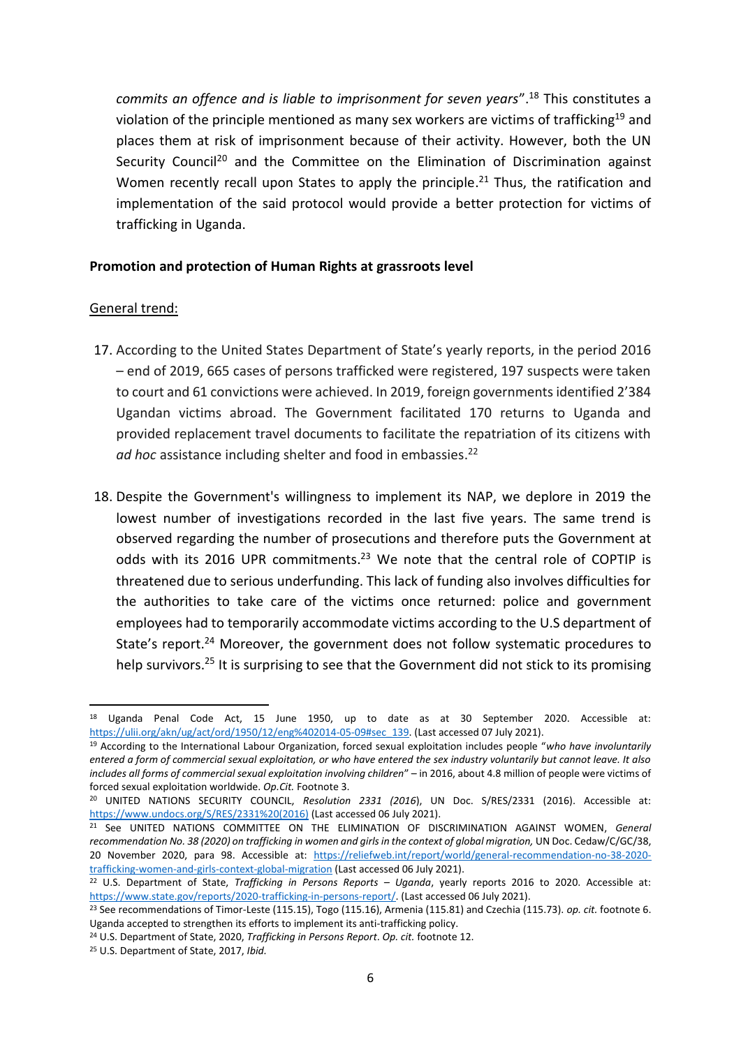*commits an offence and is liable to imprisonment for seven years*".[18] This constitutes a violation of the principle mentioned as many sex workers are victims of trafficking[19] and places them at risk of imprisonment because of their activity. However, both the UN Security Council[20] and the Committee on the Elimination of Discrimination against Women recently recall upon States to apply the principle.[21] Thus, the ratification and implementation of the said protocol would provide a better protection for victims of trafficking in Uganda.

**Promotion and protection of Human Rights at grassroots level**

General trend:

17. According to the United States Department of State's yearly reports, in the period 2016 – end of 2019, 665 cases of persons trafficked were registered, 197 suspects were taken to court and 61 convictions were achieved. In 2019, foreign governments identified 2'384 Ugandan victims abroad. The Government facilitated 170 returns to Uganda and provided replacement travel documents to facilitate the repatriation of its citizens with *ad hoc* assistance including shelter and food in embassies.[22]

18. Despite the Government's willingness to implement its NAP, we deplore in 2019 the lowest number of investigations recorded in the last five years. The same trend is observed regarding the number of prosecutions and therefore puts the Government at odds with its 2016 UPR commitments.[23] We note that the central role of COPTIP is threatened due to serious underfunding. This lack of funding also involves difficulties for the authorities to take care of the victims once returned: police and government employees had to temporarily accommodate victims according to the U.S department of State's report.[24] Moreover, the government does not follow systematic procedures to help survivors.[25] It is surprising to see that the Government did not stick to its promising

---

[18] Uganda Penal Code Act, 15 June 1950, up to date as at 30 September 2020. Accessible at: https://ulii.org/akn/ug/act/ord/1950/12/eng%402014-05-09#sec_139. (Last accessed 07 July 2021).

[19] According to the International Labour Organization, forced sexual exploitation includes people "*who have involuntarily entered a form of commercial sexual exploitation, or who have entered the sex industry voluntarily but cannot leave. It also includes all forms of commercial sexual exploitation involving children*" – in 2016, about 4.8 million of people were victims of forced sexual exploitation worldwide. *Op.Cit.* Footnote 3.

[20] UNITED NATIONS SECURITY COUNCIL, *Resolution 2331 (2016)*, UN Doc. S/RES/2331 (2016). Accessible at: https://www.undocs.org/S/RES/2331%20(2016) (Last accessed 06 July 2021).

[21] See UNITED NATIONS COMMITTEE ON THE ELIMINATION OF DISCRIMINATION AGAINST WOMEN, *General recommendation No. 38 (2020) on trafficking in women and girls in the context of global migration,* UN Doc. Cedaw/C/GC/38, 20 November 2020, para 98. Accessible at: https://reliefweb.int/report/world/general-recommendation-no-38-2020-trafficking-women-and-girls-context-global-migration (Last accessed 06 July 2021).

[22] U.S. Department of State, *Trafficking in Persons Reports – Uganda*, yearly reports 2016 to 2020. Accessible at: https://www.state.gov/reports/2020-trafficking-in-persons-report/. (Last accessed 06 July 2021).

[23] See recommendations of Timor-Leste (115.15), Togo (115.16), Armenia (115.81) and Czechia (115.73). *op. cit.* footnote 6. Uganda accepted to strengthen its efforts to implement its anti-trafficking policy.

[24] U.S. Department of State, 2020, *Trafficking in Persons Report*. *Op. cit.* footnote 12.

[25] U.S. Department of State, 2017, *Ibid.*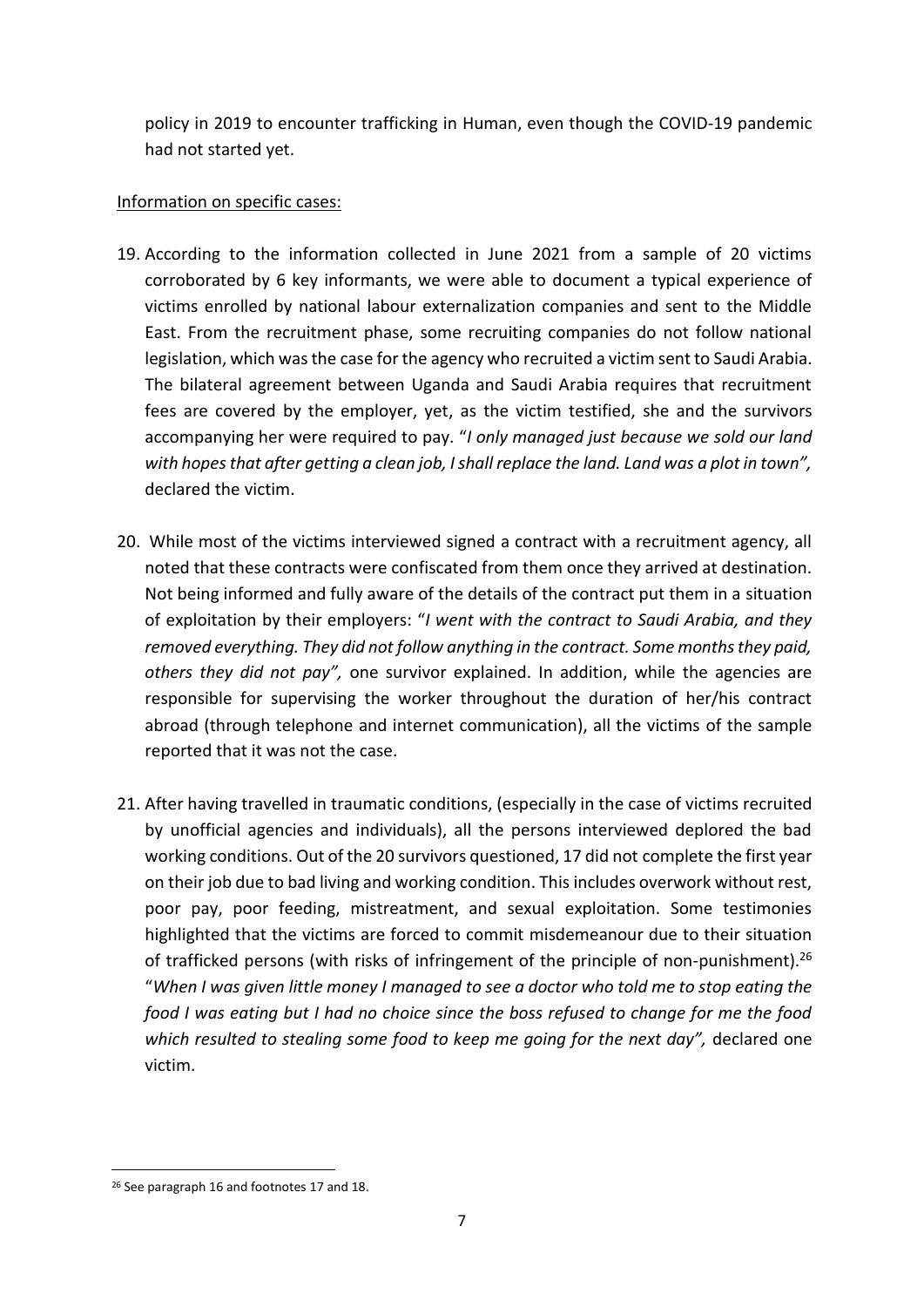policy in 2019 to encounter trafficking in Human, even though the COVID-19 pandemic had not started yet.

Information on specific cases:

19. According to the information collected in June 2021 from a sample of 20 victims corroborated by 6 key informants, we were able to document a typical experience of victims enrolled by national labour externalization companies and sent to the Middle East. From the recruitment phase, some recruiting companies do not follow national legislation, which was the case for the agency who recruited a victim sent to Saudi Arabia. The bilateral agreement between Uganda and Saudi Arabia requires that recruitment fees are covered by the employer, yet, as the victim testified, she and the survivors accompanying her were required to pay. "*I only managed just because we sold our land with hopes that after getting a clean job, I shall replace the land. Land was a plot in town",* declared the victim.

20. While most of the victims interviewed signed a contract with a recruitment agency, all noted that these contracts were confiscated from them once they arrived at destination. Not being informed and fully aware of the details of the contract put them in a situation of exploitation by their employers: "*I went with the contract to Saudi Arabia, and they removed everything. They did not follow anything in the contract. Some months they paid, others they did not pay",* one survivor explained. In addition, while the agencies are responsible for supervising the worker throughout the duration of her/his contract abroad (through telephone and internet communication), all the victims of the sample reported that it was not the case.

21. After having travelled in traumatic conditions, (especially in the case of victims recruited by unofficial agencies and individuals), all the persons interviewed deplored the bad working conditions. Out of the 20 survivors questioned, 17 did not complete the first year on their job due to bad living and working condition. This includes overwork without rest, poor pay, poor feeding, mistreatment, and sexual exploitation. Some testimonies highlighted that the victims are forced to commit misdemeanour due to their situation of trafficked persons (with risks of infringement of the principle of non-punishment).[26] "*When I was given little money I managed to see a doctor who told me to stop eating the food I was eating but I had no choice since the boss refused to change for me the food which resulted to stealing some food to keep me going for the next day",* declared one victim.

[26] See paragraph 16 and footnotes 17 and 18.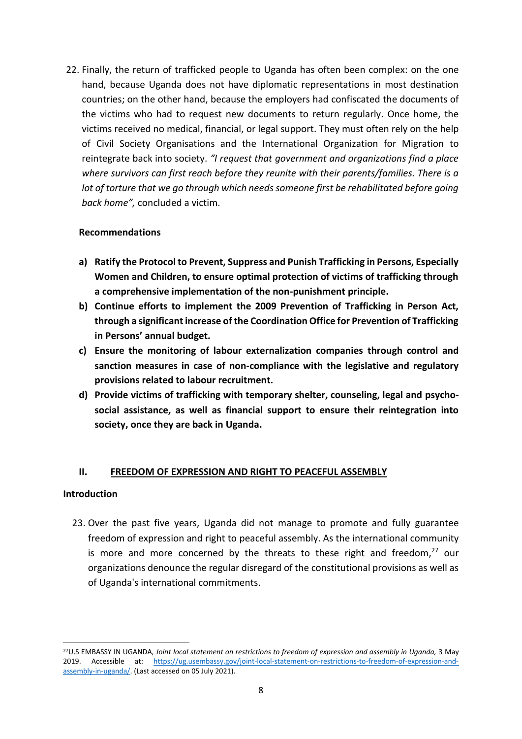22. Finally, the return of trafficked people to Uganda has often been complex: on the one hand, because Uganda does not have diplomatic representations in most destination countries; on the other hand, because the employers had confiscated the documents of the victims who had to request new documents to return regularly. Once home, the victims received no medical, financial, or legal support. They must often rely on the help of Civil Society Organisations and the International Organization for Migration to reintegrate back into society. *"I request that government and organizations find a place where survivors can first reach before they reunite with their parents/families. There is a lot of torture that we go through which needs someone first be rehabilitated before going back home",* concluded a victim.

**Recommendations**

**a) Ratify the Protocol to Prevent, Suppress and Punish Trafficking in Persons, Especially Women and Children, to ensure optimal protection of victims of trafficking through a comprehensive implementation of the non-punishment principle.**

**b) Continue efforts to implement the 2009 Prevention of Trafficking in Person Act, through a significant increase of the Coordination Office for Prevention of Trafficking in Persons' annual budget.**

**c) Ensure the monitoring of labour externalization companies through control and sanction measures in case of non-compliance with the legislative and regulatory provisions related to labour recruitment.**

**d) Provide victims of trafficking with temporary shelter, counseling, legal and psycho-social assistance, as well as financial support to ensure their reintegration into society, once they are back in Uganda.**

## II. FREEDOM OF EXPRESSION AND RIGHT TO PEACEFUL ASSEMBLY

**Introduction**

23. Over the past five years, Uganda did not manage to promote and fully guarantee freedom of expression and right to peaceful assembly. As the international community is more and more concerned by the threats to these right and freedom,[27] our organizations denounce the regular disregard of the constitutional provisions as well as of Uganda's international commitments.

---

[27] U.S EMBASSY IN UGANDA, *Joint local statement on restrictions to freedom of expression and assembly in Uganda,* 3 May 2019. Accessible at: https://ug.usembassy.gov/joint-local-statement-on-restrictions-to-freedom-of-expression-and-assembly-in-uganda/. (Last accessed on 05 July 2021).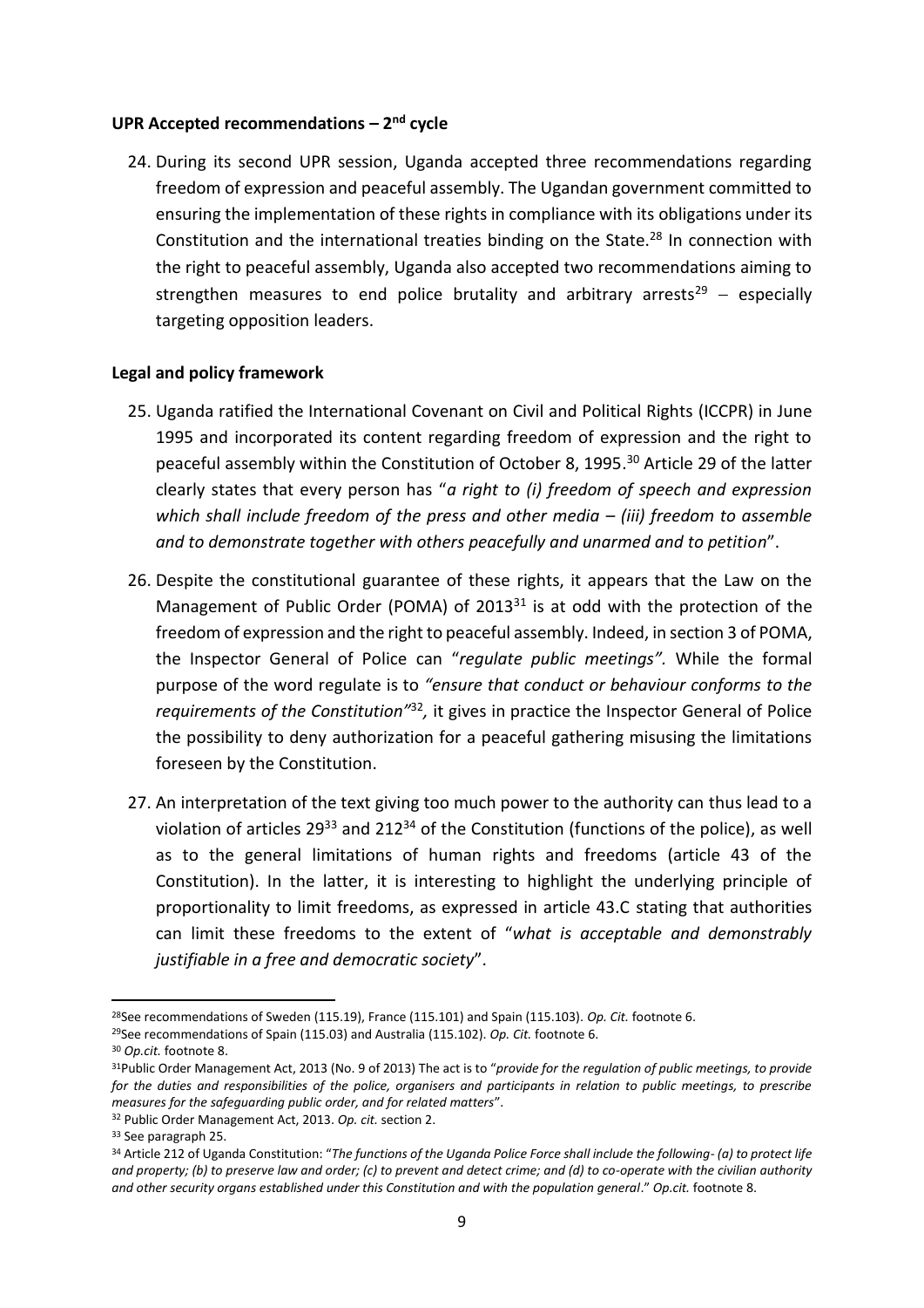**UPR Accepted recommendations – 2nd cycle**

24. During its second UPR session, Uganda accepted three recommendations regarding freedom of expression and peaceful assembly. The Ugandan government committed to ensuring the implementation of these rights in compliance with its obligations under its Constitution and the international treaties binding on the State.[28] In connection with the right to peaceful assembly, Uganda also accepted two recommendations aiming to strengthen measures to end police brutality and arbitrary arrests[29] – especially targeting opposition leaders.

**Legal and policy framework**

25. Uganda ratified the International Covenant on Civil and Political Rights (ICCPR) in June 1995 and incorporated its content regarding freedom of expression and the right to peaceful assembly within the Constitution of October 8, 1995.[30] Article 29 of the latter clearly states that every person has "*a right to (i) freedom of speech and expression which shall include freedom of the press and other media – (iii) freedom to assemble and to demonstrate together with others peacefully and unarmed and to petition*".

26. Despite the constitutional guarantee of these rights, it appears that the Law on the Management of Public Order (POMA) of 2013[31] is at odd with the protection of the freedom of expression and the right to peaceful assembly. Indeed, in section 3 of POMA, the Inspector General of Police can "*regulate public meetings".* While the formal purpose of the word regulate is to *"ensure that conduct or behaviour conforms to the requirements of the Constitution"*[32], it gives in practice the Inspector General of Police the possibility to deny authorization for a peaceful gathering misusing the limitations foreseen by the Constitution.

27. An interpretation of the text giving too much power to the authority can thus lead to a violation of articles 29[33] and 212[34] of the Constitution (functions of the police), as well as to the general limitations of human rights and freedoms (article 43 of the Constitution). In the latter, it is interesting to highlight the underlying principle of proportionality to limit freedoms, as expressed in article 43.C stating that authorities can limit these freedoms to the extent of "*what is acceptable and demonstrably justifiable in a free and democratic society*".

---

[28] See recommendations of Sweden (115.19), France (115.101) and Spain (115.103). *Op. Cit.* footnote 6.

[29] See recommendations of Spain (115.03) and Australia (115.102). *Op. Cit.* footnote 6.

[30] *Op.cit.* footnote 8.

[31] Public Order Management Act, 2013 (No. 9 of 2013) The act is to "*provide for the regulation of public meetings, to provide for the duties and responsibilities of the police, organisers and participants in relation to public meetings, to prescribe measures for the safeguarding public order, and for related matters*".

[32] Public Order Management Act, 2013. *Op. cit.* section 2.

[33] See paragraph 25.

[34] Article 212 of Uganda Constitution: "*The functions of the Uganda Police Force shall include the following- (a) to protect life and property; (b) to preserve law and order; (c) to prevent and detect crime; and (d) to co-operate with the civilian authority and other security organs established under this Constitution and with the population general*." *Op.cit.* footnote 8.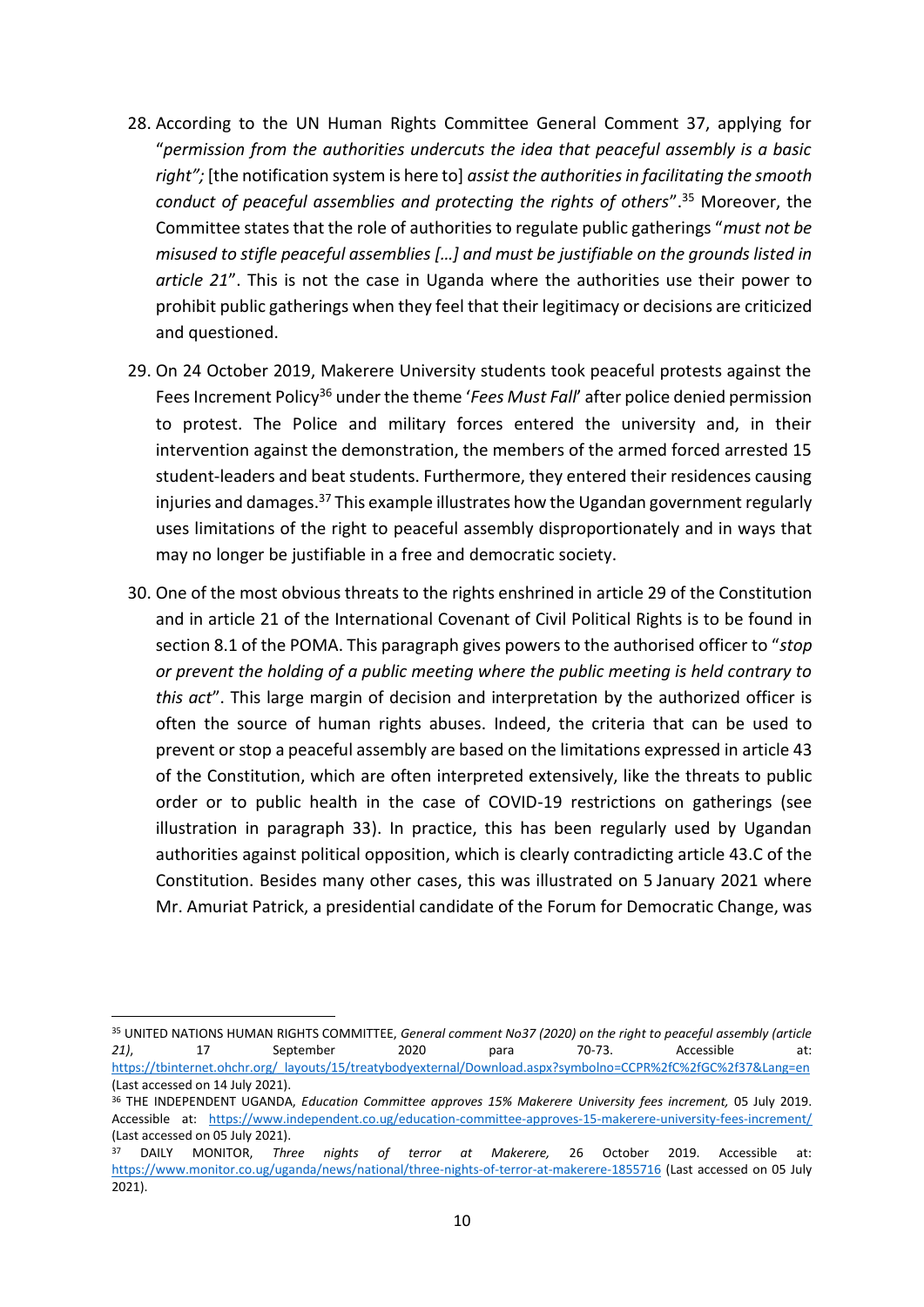28. According to the UN Human Rights Committee General Comment 37, applying for "*permission from the authorities undercuts the idea that peaceful assembly is a basic right";* [the notification system is here to] *assist the authorities in facilitating the smooth conduct of peaceful assemblies and protecting the rights of others*".[35] Moreover, the Committee states that the role of authorities to regulate public gatherings "*must not be misused to stifle peaceful assemblies […] and must be justifiable on the grounds listed in article 21*". This is not the case in Uganda where the authorities use their power to prohibit public gatherings when they feel that their legitimacy or decisions are criticized and questioned.

29. On 24 October 2019, Makerere University students took peaceful protests against the Fees Increment Policy[36] under the theme '*Fees Must Fall*' after police denied permission to protest. The Police and military forces entered the university and, in their intervention against the demonstration, the members of the armed forced arrested 15 student-leaders and beat students. Furthermore, they entered their residences causing injuries and damages.[37] This example illustrates how the Ugandan government regularly uses limitations of the right to peaceful assembly disproportionately and in ways that may no longer be justifiable in a free and democratic society.

30. One of the most obvious threats to the rights enshrined in article 29 of the Constitution and in article 21 of the International Covenant of Civil Political Rights is to be found in section 8.1 of the POMA. This paragraph gives powers to the authorised officer to "*stop or prevent the holding of a public meeting where the public meeting is held contrary to this act*". This large margin of decision and interpretation by the authorized officer is often the source of human rights abuses. Indeed, the criteria that can be used to prevent or stop a peaceful assembly are based on the limitations expressed in article 43 of the Constitution, which are often interpreted extensively, like the threats to public order or to public health in the case of COVID-19 restrictions on gatherings (see illustration in paragraph 33). In practice, this has been regularly used by Ugandan authorities against political opposition, which is clearly contradicting article 43.C of the Constitution. Besides many other cases, this was illustrated on 5 January 2021 where Mr. Amuriat Patrick, a presidential candidate of the Forum for Democratic Change, was

---

[35] UNITED NATIONS HUMAN RIGHTS COMMITTEE, *General comment No37 (2020) on the right to peaceful assembly (article 21)*, 17 September 2020 para 70-73. Accessible at: https://tbinternet.ohchr.org/_layouts/15/treatybodyexternal/Download.aspx?symbolno=CCPR%2fC%2fGC%2f37&Lang=en (Last accessed on 14 July 2021).

[36] THE INDEPENDENT UGANDA, *Education Committee approves 15% Makerere University fees increment,* 05 July 2019. Accessible at: https://www.independent.co.ug/education-committee-approves-15-makerere-university-fees-increment/ (Last accessed on 05 July 2021).

[37] DAILY MONITOR, *Three nights of terror at Makerere,* 26 October 2019. Accessible at: https://www.monitor.co.ug/uganda/news/national/three-nights-of-terror-at-makerere-1855716 (Last accessed on 05 July 2021).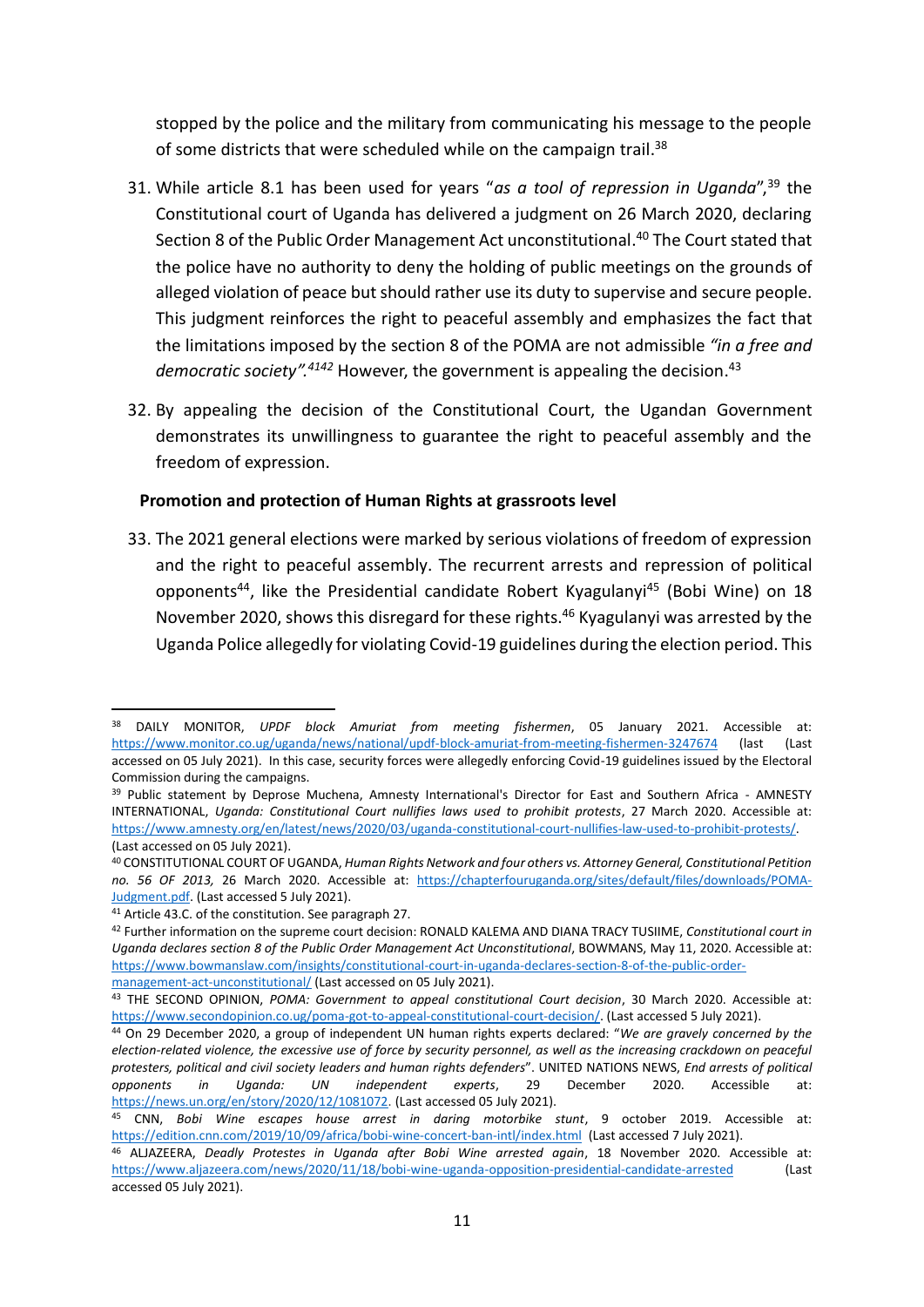stopped by the police and the military from communicating his message to the people of some districts that were scheduled while on the campaign trail.[38]

31. While article 8.1 has been used for years "*as a tool of repression in Uganda*",[39] the Constitutional court of Uganda has delivered a judgment on 26 March 2020, declaring Section 8 of the Public Order Management Act unconstitutional.[40] The Court stated that the police have no authority to deny the holding of public meetings on the grounds of alleged violation of peace but should rather use its duty to supervise and secure people. This judgment reinforces the right to peaceful assembly and emphasizes the fact that the limitations imposed by the section 8 of the POMA are not admissible *"in a free and democratic society".*[41][42] However, the government is appealing the decision.[43]

32. By appealing the decision of the Constitutional Court, the Ugandan Government demonstrates its unwillingness to guarantee the right to peaceful assembly and the freedom of expression.

**Promotion and protection of Human Rights at grassroots level**

33. The 2021 general elections were marked by serious violations of freedom of expression and the right to peaceful assembly. The recurrent arrests and repression of political opponents[44], like the Presidential candidate Robert Kyagulanyi[45] (Bobi Wine) on 18 November 2020, shows this disregard for these rights.[46] Kyagulanyi was arrested by the Uganda Police allegedly for violating Covid-19 guidelines during the election period. This

---

[38] DAILY MONITOR, *UPDF block Amuriat from meeting fishermen*, 05 January 2021. Accessible at: https://www.monitor.co.ug/uganda/news/national/updf-block-amuriat-from-meeting-fishermen-3247674 (last (Last accessed on 05 July 2021). In this case, security forces were allegedly enforcing Covid-19 guidelines issued by the Electoral Commission during the campaigns.

[39] Public statement by Deprose Muchena, Amnesty International's Director for East and Southern Africa - AMNESTY INTERNATIONAL, *Uganda: Constitutional Court nullifies laws used to prohibit protests*, 27 March 2020. Accessible at: https://www.amnesty.org/en/latest/news/2020/03/uganda-constitutional-court-nullifies-law-used-to-prohibit-protests/. (Last accessed on 05 July 2021).

[40] CONSTITUTIONAL COURT OF UGANDA, *Human Rights Network and four others vs. Attorney General, Constitutional Petition no. 56 OF 2013,* 26 March 2020. Accessible at: https://chapterfouruganda.org/sites/default/files/downloads/POMA-Judgment.pdf. (Last accessed 5 July 2021).

[41] Article 43.C. of the constitution. See paragraph 27.

[42] Further information on the supreme court decision: RONALD KALEMA AND DIANA TRACY TUSIIME, *Constitutional court in Uganda declares section 8 of the Public Order Management Act Unconstitutional*, BOWMANS, May 11, 2020. Accessible at: https://www.bowmanslaw.com/insights/constitutional-court-in-uganda-declares-section-8-of-the-public-order-management-act-unconstitutional/ (Last accessed on 05 July 2021).

[43] THE SECOND OPINION, *POMA: Government to appeal constitutional Court decision*, 30 March 2020. Accessible at: https://www.secondopinion.co.ug/poma-got-to-appeal-constitutional-court-decision/. (Last accessed 5 July 2021).

[44] On 29 December 2020, a group of independent UN human rights experts declared: "*We are gravely concerned by the election-related violence, the excessive use of force by security personnel, as well as the increasing crackdown on peaceful protesters, political and civil society leaders and human rights defenders*". UNITED NATIONS NEWS, *End arrests of political opponents in Uganda: UN independent experts*, 29 December 2020. Accessible at: https://news.un.org/en/story/2020/12/1081072. (Last accessed 05 July 2021).

[45] CNN, *Bobi Wine escapes house arrest in daring motorbike stunt*, 9 october 2019. Accessible at: https://edition.cnn.com/2019/10/09/africa/bobi-wine-concert-ban-intl/index.html (Last accessed 7 July 2021).

[46] ALJAZEERA, *Deadly Protestes in Uganda after Bobi Wine arrested again*, 18 November 2020. Accessible at: https://www.aljazeera.com/news/2020/11/18/bobi-wine-uganda-opposition-presidential-candidate-arrested (Last accessed 05 July 2021).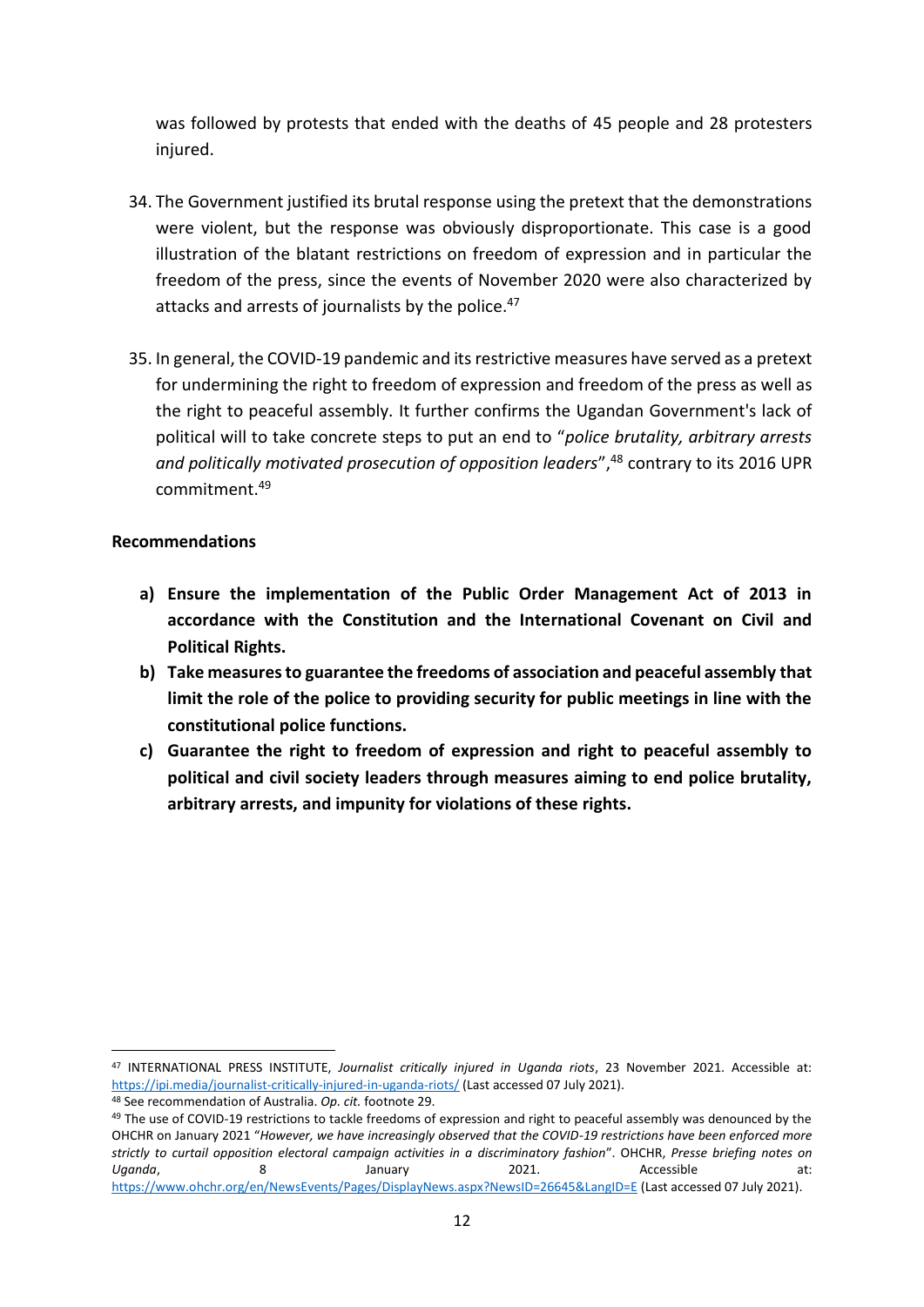was followed by protests that ended with the deaths of 45 people and 28 protesters injured.

34. The Government justified its brutal response using the pretext that the demonstrations were violent, but the response was obviously disproportionate. This case is a good illustration of the blatant restrictions on freedom of expression and in particular the freedom of the press, since the events of November 2020 were also characterized by attacks and arrests of journalists by the police.[47]

35. In general, the COVID-19 pandemic and its restrictive measures have served as a pretext for undermining the right to freedom of expression and freedom of the press as well as the right to peaceful assembly. It further confirms the Ugandan Government's lack of political will to take concrete steps to put an end to "*police brutality, arbitrary arrests and politically motivated prosecution of opposition leaders*",[48] contrary to its 2016 UPR commitment.[49]

**Recommendations**

a) **Ensure the implementation of the Public Order Management Act of 2013 in accordance with the Constitution and the International Covenant on Civil and Political Rights.**
b) **Take measures to guarantee the freedoms of association and peaceful assembly that limit the role of the police to providing security for public meetings in line with the constitutional police functions.**
c) **Guarantee the right to freedom of expression and right to peaceful assembly to political and civil society leaders through measures aiming to end police brutality, arbitrary arrests, and impunity for violations of these rights.**

---

[47] INTERNATIONAL PRESS INSTITUTE, *Journalist critically injured in Uganda riots*, 23 November 2021. Accessible at: https://ipi.media/journalist-critically-injured-in-uganda-riots/ (Last accessed 07 July 2021).

[48] See recommendation of Australia. *Op. cit.* footnote 29.

[49] The use of COVID-19 restrictions to tackle freedoms of expression and right to peaceful assembly was denounced by the OHCHR on January 2021 "*However, we have increasingly observed that the COVID-19 restrictions have been enforced more strictly to curtail opposition electoral campaign activities in a discriminatory fashion*". OHCHR, *Presse briefing notes on Uganda*, 8 January 2021. Accessible at: https://www.ohchr.org/en/NewsEvents/Pages/DisplayNews.aspx?NewsID=26645&LangID=E (Last accessed 07 July 2021).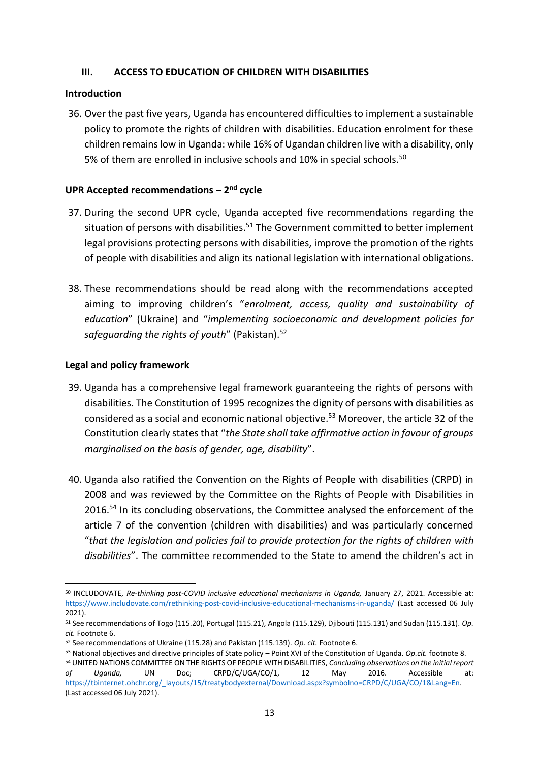## III. ACCESS TO EDUCATION OF CHILDREN WITH DISABILITIES

**Introduction**

36. Over the past five years, Uganda has encountered difficulties to implement a sustainable policy to promote the rights of children with disabilities. Education enrolment for these children remains low in Uganda: while 16% of Ugandan children live with a disability, only 5% of them are enrolled in inclusive schools and 10% in special schools.[50]

**UPR Accepted recommendations – 2nd cycle**

37. During the second UPR cycle, Uganda accepted five recommendations regarding the situation of persons with disabilities.[51] The Government committed to better implement legal provisions protecting persons with disabilities, improve the promotion of the rights of people with disabilities and align its national legislation with international obligations.

38. These recommendations should be read along with the recommendations accepted aiming to improving children's "*enrolment, access, quality and sustainability of education*" (Ukraine) and "*implementing socioeconomic and development policies for safeguarding the rights of youth*" (Pakistan).[52]

**Legal and policy framework**

39. Uganda has a comprehensive legal framework guaranteeing the rights of persons with disabilities. The Constitution of 1995 recognizes the dignity of persons with disabilities as considered as a social and economic national objective.[53] Moreover, the article 32 of the Constitution clearly states that "*the State shall take affirmative action in favour of groups marginalised on the basis of gender, age, disability*".

40. Uganda also ratified the Convention on the Rights of People with disabilities (CRPD) in 2008 and was reviewed by the Committee on the Rights of People with Disabilities in 2016.[54] In its concluding observations, the Committee analysed the enforcement of the article 7 of the convention (children with disabilities) and was particularly concerned "*that the legislation and policies fail to provide protection for the rights of children with disabilities*". The committee recommended to the State to amend the children's act in

---

[50] INCLUDOVATE, *Re-thinking post-COVID inclusive educational mechanisms in Uganda,* January 27, 2021. Accessible at: https://www.includovate.com/rethinking-post-covid-inclusive-educational-mechanisms-in-uganda/ (Last accessed 06 July 2021).

[51] See recommendations of Togo (115.20), Portugal (115.21), Angola (115.129), Djibouti (115.131) and Sudan (115.131). *Op. cit.* Footnote 6.

[52] See recommendations of Ukraine (115.28) and Pakistan (115.139). *Op. cit.* Footnote 6.

[53] National objectives and directive principles of State policy – Point XVI of the Constitution of Uganda. *Op.cit.* footnote 8.

[54] UNITED NATIONS COMMITTEE ON THE RIGHTS OF PEOPLE WITH DISABILITIES, *Concluding observations on the initial report of Uganda,* UN Doc; CRPD/C/UGA/CO/1, 12 May 2016. Accessible at: https://tbinternet.ohchr.org/_layouts/15/treatybodyexternal/Download.aspx?symbolno=CRPD/C/UGA/CO/1&Lang=En. (Last accessed 06 July 2021).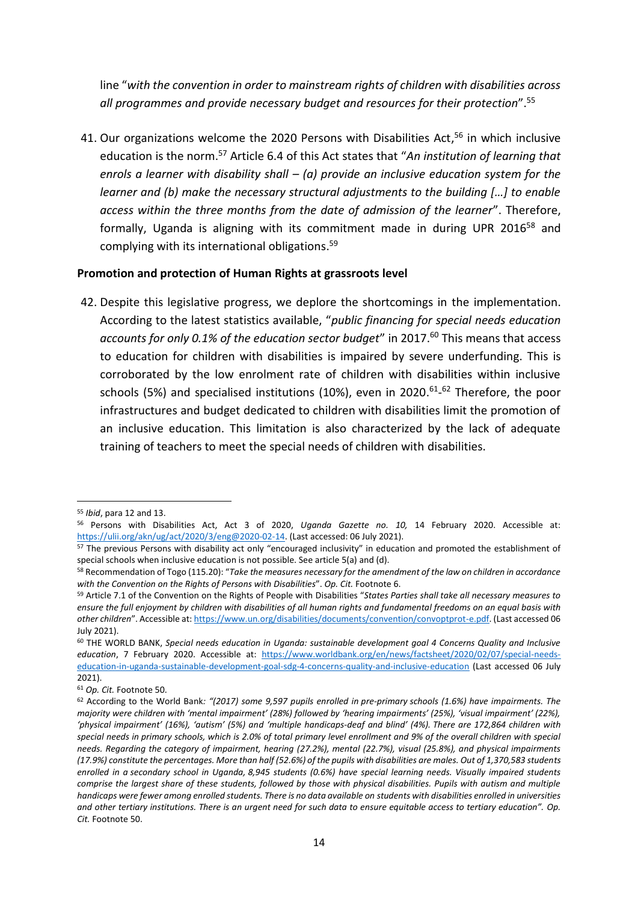line "*with the convention in order to mainstream rights of children with disabilities across all programmes and provide necessary budget and resources for their protection*".[55]

41. Our organizations welcome the 2020 Persons with Disabilities Act,[56] in which inclusive education is the norm.[57] Article 6.4 of this Act states that "*An institution of learning that enrols a learner with disability shall – (a) provide an inclusive education system for the learner and (b) make the necessary structural adjustments to the building […] to enable access within the three months from the date of admission of the learner*". Therefore, formally, Uganda is aligning with its commitment made in during UPR 2016[58] and complying with its international obligations.[59]

**Promotion and protection of Human Rights at grassroots level**

42. Despite this legislative progress, we deplore the shortcomings in the implementation. According to the latest statistics available, "*public financing for special needs education accounts for only 0.1% of the education sector budget*" in 2017.[60] This means that access to education for children with disabilities is impaired by severe underfunding. This is corroborated by the low enrolment rate of children with disabilities within inclusive schools (5%) and specialised institutions (10%), even in 2020.[61]-[62] Therefore, the poor infrastructures and budget dedicated to children with disabilities limit the promotion of an inclusive education. This limitation is also characterized by the lack of adequate training of teachers to meet the special needs of children with disabilities.

---

[55] *Ibid*, para 12 and 13.

[56] Persons with Disabilities Act, Act 3 of 2020, *Uganda Gazette no. 10,* 14 February 2020. Accessible at: https://ulii.org/akn/ug/act/2020/3/eng@2020-02-14. (Last accessed: 06 July 2021).

[57] The previous Persons with disability act only "encouraged inclusivity" in education and promoted the establishment of special schools when inclusive education is not possible. See article 5(a) and (d).

[58] Recommendation of Togo (115.20): "*Take the measures necessary for the amendment of the law on children in accordance with the Convention on the Rights of Persons with Disabilities*". *Op. Cit.* Footnote 6.

[59] Article 7.1 of the Convention on the Rights of People with Disabilities "*States Parties shall take all necessary measures to ensure the full enjoyment by children with disabilities of all human rights and fundamental freedoms on an equal basis with other children*". Accessible at: https://www.un.org/disabilities/documents/convention/convoptprot-e.pdf. (Last accessed 06 July 2021).

[60] THE WORLD BANK, *Special needs education in Uganda: sustainable development goal 4 Concerns Quality and Inclusive education*, 7 February 2020. Accessible at: https://www.worldbank.org/en/news/factsheet/2020/02/07/special-needs-education-in-uganda-sustainable-development-goal-sdg-4-concerns-quality-and-inclusive-education (Last accessed 06 July 2021).

[61] *Op. Cit.* Footnote 50.

[62] According to the World Bank*: "(2017) some 9,597 pupils enrolled in pre-primary schools (1.6%) have impairments. The majority were children with 'mental impairment' (28%) followed by 'hearing impairments' (25%), 'visual impairment' (22%), 'physical impairment' (16%), 'autism' (5%) and 'multiple handicaps-deaf and blind' (4%). There are 172,864 children with special needs in primary schools, which is 2.0% of total primary level enrollment and 9% of the overall children with special needs. Regarding the category of impairment, hearing (27.2%), mental (22.7%), visual (25.8%), and physical impairments (17.9%) constitute the percentages. More than half (52.6%) of the pupils with disabilities are males. Out of 1,370,583 students enrolled in a secondary school in Uganda, 8,945 students (0.6%) have special learning needs. Visually impaired students comprise the largest share of these students, followed by those with physical disabilities. Pupils with autism and multiple handicaps were fewer among enrolled students. There is no data available on students with disabilities enrolled in universities and other tertiary institutions. There is an urgent need for such data to ensure equitable access to tertiary education". Op. Cit.* Footnote 50.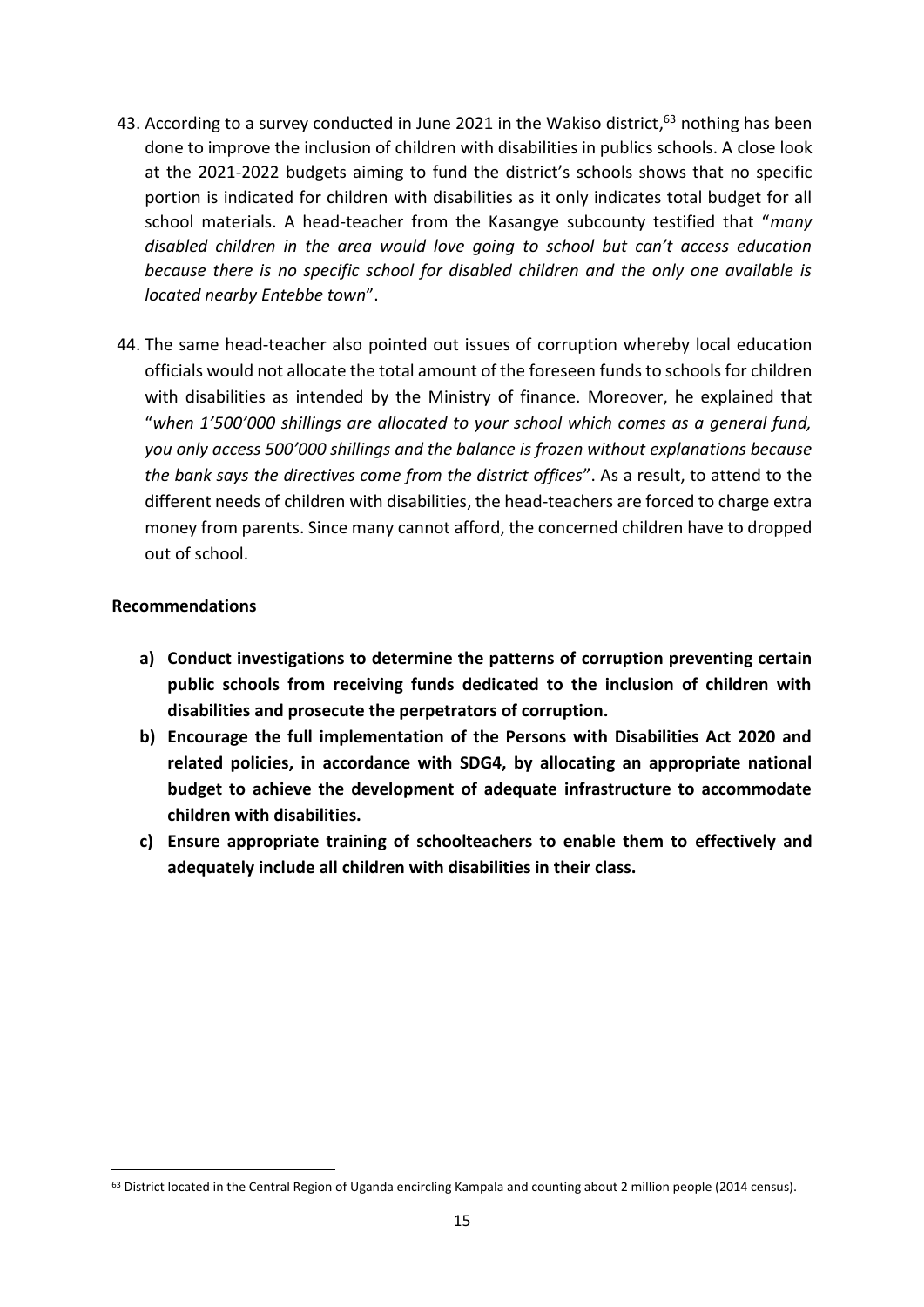43. According to a survey conducted in June 2021 in the Wakiso district,[63] nothing has been done to improve the inclusion of children with disabilities in publics schools. A close look at the 2021-2022 budgets aiming to fund the district's schools shows that no specific portion is indicated for children with disabilities as it only indicates total budget for all school materials. A head-teacher from the Kasangye subcounty testified that "*many disabled children in the area would love going to school but can't access education because there is no specific school for disabled children and the only one available is located nearby Entebbe town*".

44. The same head-teacher also pointed out issues of corruption whereby local education officials would not allocate the total amount of the foreseen funds to schools for children with disabilities as intended by the Ministry of finance. Moreover, he explained that "*when 1'500'000 shillings are allocated to your school which comes as a general fund, you only access 500'000 shillings and the balance is frozen without explanations because the bank says the directives come from the district offices*". As a result, to attend to the different needs of children with disabilities, the head-teachers are forced to charge extra money from parents. Since many cannot afford, the concerned children have to dropped out of school.

**Recommendations**

- **a) Conduct investigations to determine the patterns of corruption preventing certain public schools from receiving funds dedicated to the inclusion of children with disabilities and prosecute the perpetrators of corruption.**
- **b) Encourage the full implementation of the Persons with Disabilities Act 2020 and related policies, in accordance with SDG4, by allocating an appropriate national budget to achieve the development of adequate infrastructure to accommodate children with disabilities.**
- **c) Ensure appropriate training of schoolteachers to enable them to effectively and adequately include all children with disabilities in their class.**

[63] District located in the Central Region of Uganda encircling Kampala and counting about 2 million people (2014 census).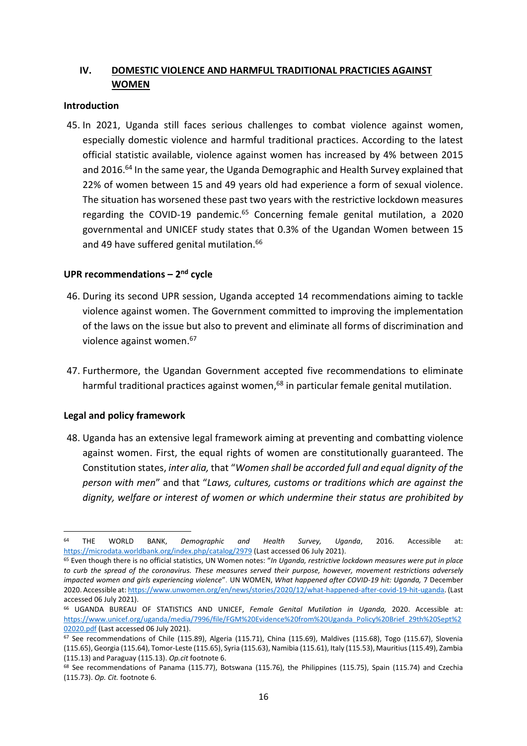## IV. DOMESTIC VIOLENCE AND HARMFUL TRADITIONAL PRACTICES AGAINST WOMEN

### Introduction

45. In 2021, Uganda still faces serious challenges to combat violence against women, especially domestic violence and harmful traditional practices. According to the latest official statistic available, violence against women has increased by 4% between 2015 and 2016.[64] In the same year, the Uganda Demographic and Health Survey explained that 22% of women between 15 and 49 years old had experience a form of sexual violence. The situation has worsened these past two years with the restrictive lockdown measures regarding the COVID-19 pandemic.[65] Concerning female genital mutilation, a 2020 governmental and UNICEF study states that 0.3% of the Ugandan Women between 15 and 49 have suffered genital mutilation.[66]

### UPR recommendations – 2nd cycle

46. During its second UPR session, Uganda accepted 14 recommendations aiming to tackle violence against women. The Government committed to improving the implementation of the laws on the issue but also to prevent and eliminate all forms of discrimination and violence against women.[67]

47. Furthermore, the Ugandan Government accepted five recommendations to eliminate harmful traditional practices against women,[68] in particular female genital mutilation.

### Legal and policy framework

48. Uganda has an extensive legal framework aiming at preventing and combatting violence against women. First, the equal rights of women are constitutionally guaranteed. The Constitution states, *inter alia,* that "*Women shall be accorded full and equal dignity of the person with men*" and that "*Laws, cultures, customs or traditions which are against the dignity, welfare or interest of women or which undermine their status are prohibited by*

---

[64] THE WORLD BANK, *Demographic and Health Survey, Uganda*, 2016. Accessible at: https://microdata.worldbank.org/index.php/catalog/2979 (Last accessed 06 July 2021).

[65] Even though there is no official statistics, UN Women notes: "*In Uganda, restrictive lockdown measures were put in place to curb the spread of the coronavirus. These measures served their purpose, however, movement restrictions adversely impacted women and girls experiencing violence*". UN WOMEN, *What happened after COVID-19 hit: Uganda,* 7 December 2020. Accessible at: https://www.unwomen.org/en/news/stories/2020/12/what-happened-after-covid-19-hit-uganda. (Last accessed 06 July 2021).

[66] UGANDA BUREAU OF STATISTICS AND UNICEF, *Female Genital Mutilation in Uganda,* 2020. Accessible at: https://www.unicef.org/uganda/media/7996/file/FGM%20Evidence%20from%20Uganda_Policy%20Brief_29th%20Sept%202020.pdf (Last accessed 06 July 2021).

[67] See recommendations of Chile (115.89), Algeria (115.71), China (115.69), Maldives (115.68), Togo (115.67), Slovenia (115.65), Georgia (115.64), Tomor-Leste (115.65), Syria (115.63), Namibia (115.61), Italy (115.53), Mauritius (115.49), Zambia (115.13) and Paraguay (115.13). *Op.cit* footnote 6.

[68] See recommendations of Panama (115.77), Botswana (115.76), the Philippines (115.75), Spain (115.74) and Czechia (115.73). *Op. Cit.* footnote 6.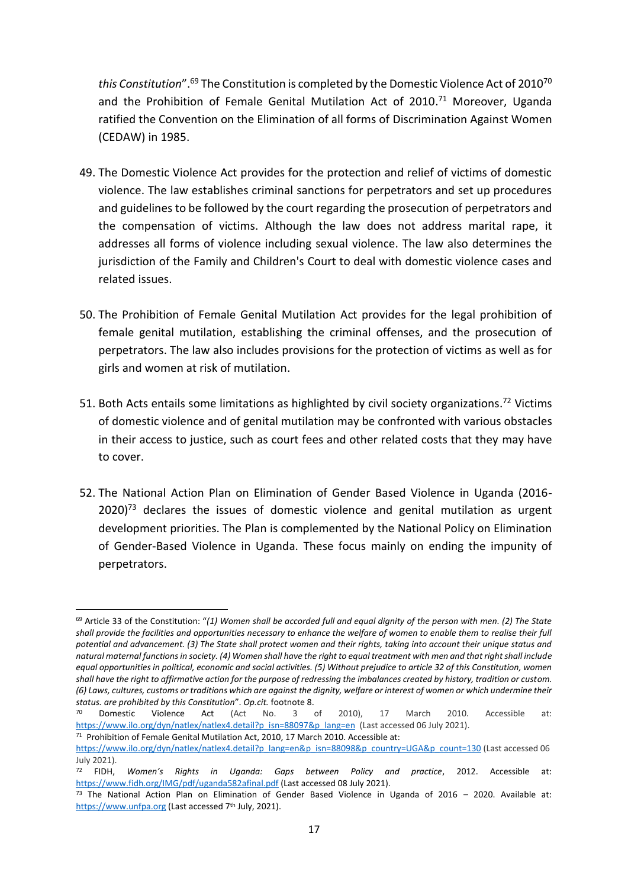*this Constitution*".[69] The Constitution is completed by the Domestic Violence Act of 2010[70] and the Prohibition of Female Genital Mutilation Act of 2010.[71] Moreover, Uganda ratified the Convention on the Elimination of all forms of Discrimination Against Women (CEDAW) in 1985.

49. The Domestic Violence Act provides for the protection and relief of victims of domestic violence. The law establishes criminal sanctions for perpetrators and set up procedures and guidelines to be followed by the court regarding the prosecution of perpetrators and the compensation of victims. Although the law does not address marital rape, it addresses all forms of violence including sexual violence. The law also determines the jurisdiction of the Family and Children's Court to deal with domestic violence cases and related issues.

50. The Prohibition of Female Genital Mutilation Act provides for the legal prohibition of female genital mutilation, establishing the criminal offenses, and the prosecution of perpetrators. The law also includes provisions for the protection of victims as well as for girls and women at risk of mutilation.

51. Both Acts entails some limitations as highlighted by civil society organizations.[72] Victims of domestic violence and of genital mutilation may be confronted with various obstacles in their access to justice, such as court fees and other related costs that they may have to cover.

52. The National Action Plan on Elimination of Gender Based Violence in Uganda (2016-2020)[73] declares the issues of domestic violence and genital mutilation as urgent development priorities. The Plan is complemented by the National Policy on Elimination of Gender-Based Violence in Uganda. These focus mainly on ending the impunity of perpetrators.

---

[69] Article 33 of the Constitution: "*(1) Women shall be accorded full and equal dignity of the person with men. (2) The State shall provide the facilities and opportunities necessary to enhance the welfare of women to enable them to realise their full potential and advancement. (3) The State shall protect women and their rights, taking into account their unique status and natural maternal functions in society. (4) Women shall have the right to equal treatment with men and that right shall include equal opportunities in political, economic and social activities. (5) Without prejudice to article 32 of this Constitution, women shall have the right to affirmative action for the purpose of redressing the imbalances created by history, tradition or custom. (6) Laws, cultures, customs or traditions which are against the dignity, welfare or interest of women or which undermine their status. are prohibited by this Constitution*". *Op.cit.* footnote 8.

[70] Domestic Violence Act (Act No. 3 of 2010), 17 March 2010. Accessible at: https://www.ilo.org/dyn/natlex/natlex4.detail?p_isn=88097&p_lang=en (Last accessed 06 July 2021).

[71] Prohibition of Female Genital Mutilation Act, 2010, 17 March 2010. Accessible at: https://www.ilo.org/dyn/natlex/natlex4.detail?p_lang=en&p_isn=88098&p_country=UGA&p_count=130 (Last accessed 06 July 2021).

[72] FIDH, *Women's Rights in Uganda: Gaps between Policy and practice*, 2012. Accessible at: https://www.fidh.org/IMG/pdf/uganda582afinal.pdf (Last accessed 08 July 2021).

[73] The National Action Plan on Elimination of Gender Based Violence in Uganda of 2016 – 2020. Available at: https://www.unfpa.org (Last accessed 7th July, 2021).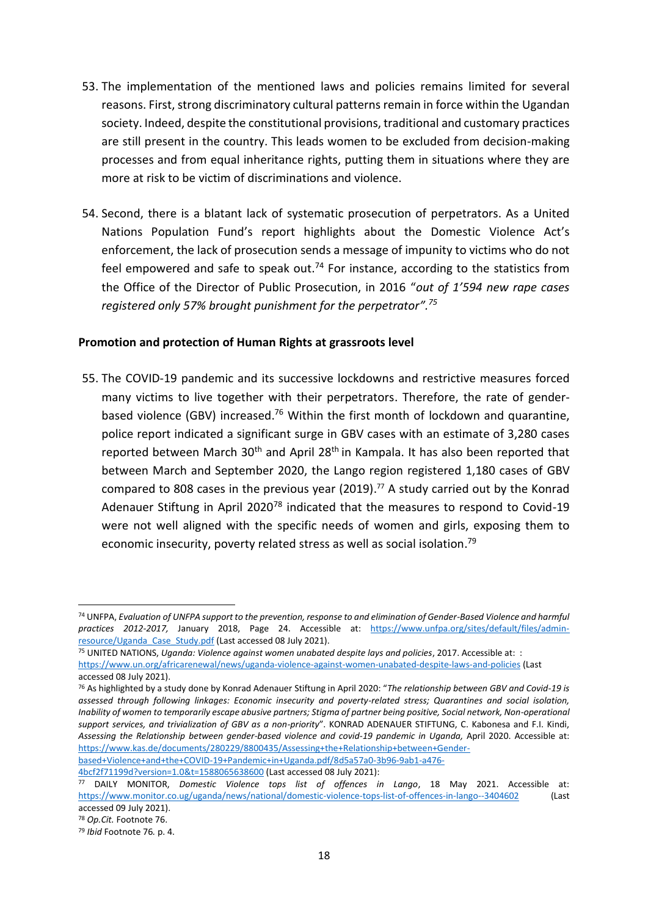53. The implementation of the mentioned laws and policies remains limited for several reasons. First, strong discriminatory cultural patterns remain in force within the Ugandan society. Indeed, despite the constitutional provisions, traditional and customary practices are still present in the country. This leads women to be excluded from decision-making processes and from equal inheritance rights, putting them in situations where they are more at risk to be victim of discriminations and violence.

54. Second, there is a blatant lack of systematic prosecution of perpetrators. As a United Nations Population Fund's report highlights about the Domestic Violence Act's enforcement, the lack of prosecution sends a message of impunity to victims who do not feel empowered and safe to speak out.[74] For instance, according to the statistics from the Office of the Director of Public Prosecution, in 2016 "*out of 1'594 new rape cases registered only 57% brought punishment for the perpetrator".[75]*

**Promotion and protection of Human Rights at grassroots level**

55. The COVID-19 pandemic and its successive lockdowns and restrictive measures forced many victims to live together with their perpetrators. Therefore, the rate of gender-based violence (GBV) increased.[76] Within the first month of lockdown and quarantine, police report indicated a significant surge in GBV cases with an estimate of 3,280 cases reported between March 30th and April 28th in Kampala. It has also been reported that between March and September 2020, the Lango region registered 1,180 cases of GBV compared to 808 cases in the previous year (2019).[77] A study carried out by the Konrad Adenauer Stiftung in April 2020[78] indicated that the measures to respond to Covid-19 were not well aligned with the specific needs of women and girls, exposing them to economic insecurity, poverty related stress as well as social isolation.[79]

---

[74] UNFPA, *Evaluation of UNFPA support to the prevention, response to and elimination of Gender-Based Violence and harmful practices 2012-2017,* January 2018, Page 24. Accessible at: https://www.unfpa.org/sites/default/files/admin-resource/Uganda_Case_Study.pdf (Last accessed 08 July 2021).

[75] UNITED NATIONS, *Uganda: Violence against women unabated despite lays and policies*, 2017. Accessible at: : https://www.un.org/africarenewal/news/uganda-violence-against-women-unabated-despite-laws-and-policies (Last accessed 08 July 2021).

[76] As highlighted by a study done by Konrad Adenauer Stiftung in April 2020: "*The relationship between GBV and Covid-19 is assessed through following linkages: Economic insecurity and poverty-related stress; Quarantines and social isolation, Inability of women to temporarily escape abusive partners; Stigma of partner being positive, Social network, Non-operational support services, and trivialization of GBV as a non-priority*". KONRAD ADENAUER STIFTUNG, C. Kabonesa and F.I. Kindi, *Assessing the Relationship between gender-based violence and covid-19 pandemic in Uganda,* April 2020. Accessible at: https://www.kas.de/documents/280229/8800435/Assessing+the+Relationship+between+Gender-based+Violence+and+the+COVID-19+Pandemic+in+Uganda.pdf/8d5a57a0-3b96-9ab1-a476-4bcf2f71199d?version=1.0&t=1588065638600 (Last accessed 08 July 2021):

[77] DAILY MONITOR, *Domestic Violence tops list of offences in Lango*, 18 May 2021. Accessible at: https://www.monitor.co.ug/uganda/news/national/domestic-violence-tops-list-of-offences-in-lango--3404602 (Last accessed 09 July 2021).

[78] *Op.Cit.* Footnote 76.

[79] *Ibid* Footnote 76. p. 4.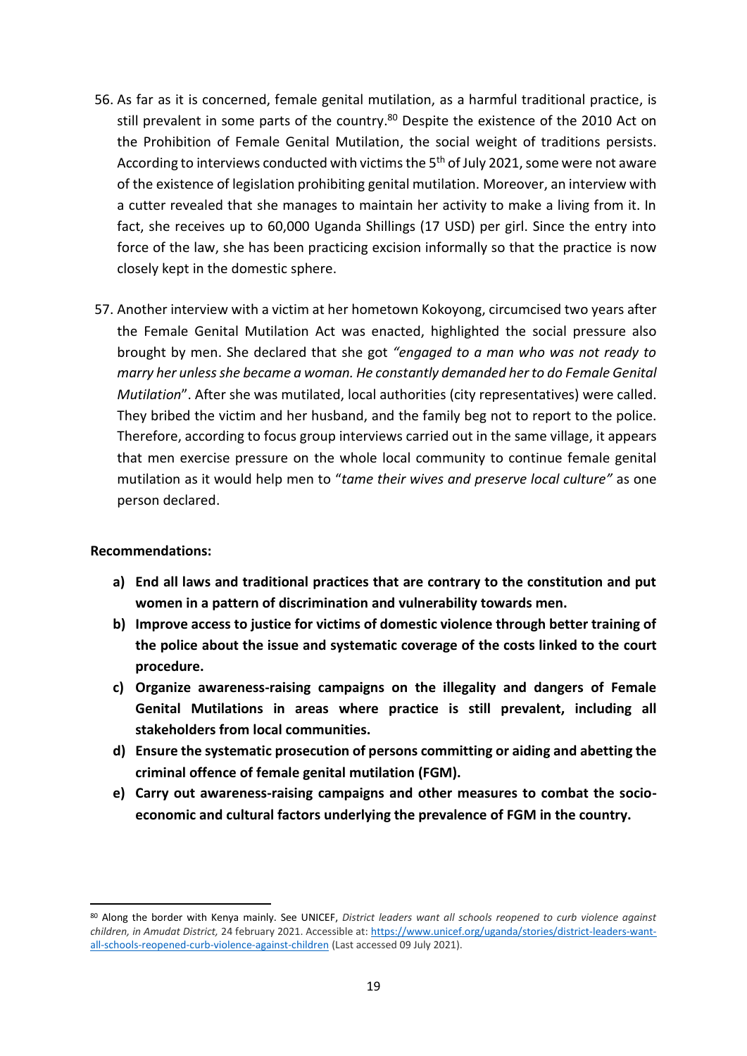56. As far as it is concerned, female genital mutilation, as a harmful traditional practice, is still prevalent in some parts of the country.[80] Despite the existence of the 2010 Act on the Prohibition of Female Genital Mutilation, the social weight of traditions persists. According to interviews conducted with victims the 5th of July 2021, some were not aware of the existence of legislation prohibiting genital mutilation. Moreover, an interview with a cutter revealed that she manages to maintain her activity to make a living from it. In fact, she receives up to 60,000 Uganda Shillings (17 USD) per girl. Since the entry into force of the law, she has been practicing excision informally so that the practice is now closely kept in the domestic sphere.

57. Another interview with a victim at her hometown Kokoyong, circumcised two years after the Female Genital Mutilation Act was enacted, highlighted the social pressure also brought by men. She declared that she got *"engaged to a man who was not ready to marry her unless she became a woman. He constantly demanded her to do Female Genital Mutilation*". After she was mutilated, local authorities (city representatives) were called. They bribed the victim and her husband, and the family beg not to report to the police. Therefore, according to focus group interviews carried out in the same village, it appears that men exercise pressure on the whole local community to continue female genital mutilation as it would help men to "*tame their wives and preserve local culture"* as one person declared.

**Recommendations:**

a) **End all laws and traditional practices that are contrary to the constitution and put women in a pattern of discrimination and vulnerability towards men.**
b) **Improve access to justice for victims of domestic violence through better training of the police about the issue and systematic coverage of the costs linked to the court procedure.**
c) **Organize awareness-raising campaigns on the illegality and dangers of Female Genital Mutilations in areas where practice is still prevalent, including all stakeholders from local communities.**
d) **Ensure the systematic prosecution of persons committing or aiding and abetting the criminal offence of female genital mutilation (FGM).**
e) **Carry out awareness-raising campaigns and other measures to combat the socio-economic and cultural factors underlying the prevalence of FGM in the country.**

---

[80] Along the border with Kenya mainly. See UNICEF, *District leaders want all schools reopened to curb violence against children, in Amudat District,* 24 february 2021. Accessible at: https://www.unicef.org/uganda/stories/district-leaders-want-all-schools-reopened-curb-violence-against-children (Last accessed 09 July 2021).